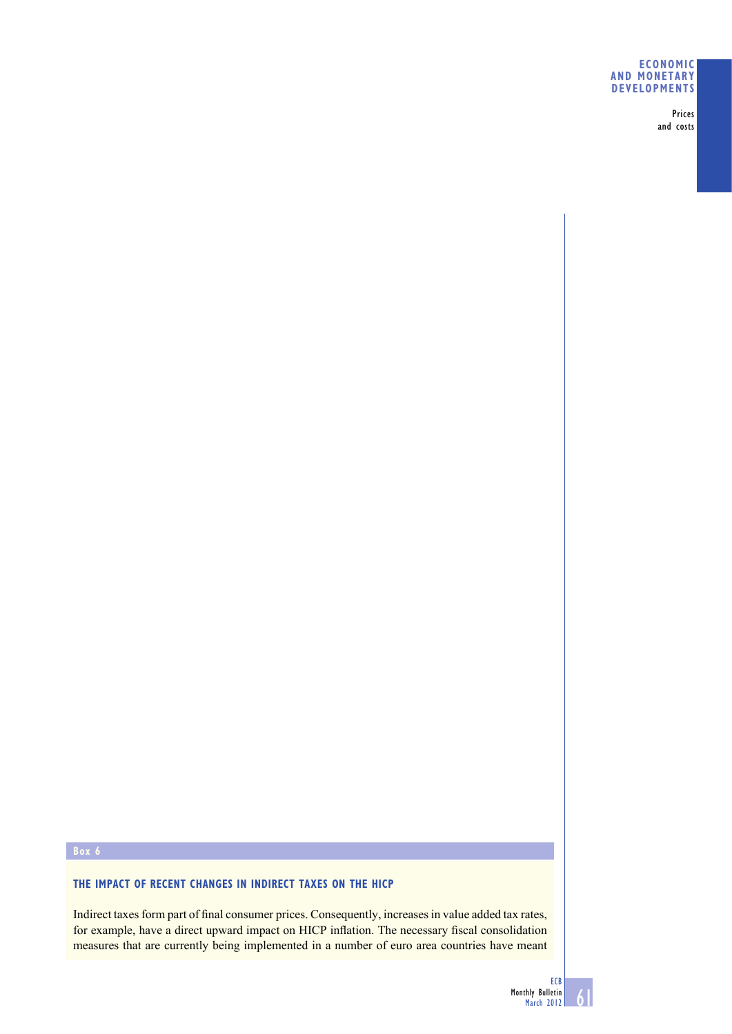Box 6

### THE IMPACT OF RECENT CHANGES IN INDIRECT TAXES ON THE HICP

Indirect taxes form part of final consumer prices. Consequently, increases in value added tax rates, for example, have a direct upward impact on HICP inflation. The necessary fiscal consolidation measures that are currently being implemented in a number of euro area countries have meant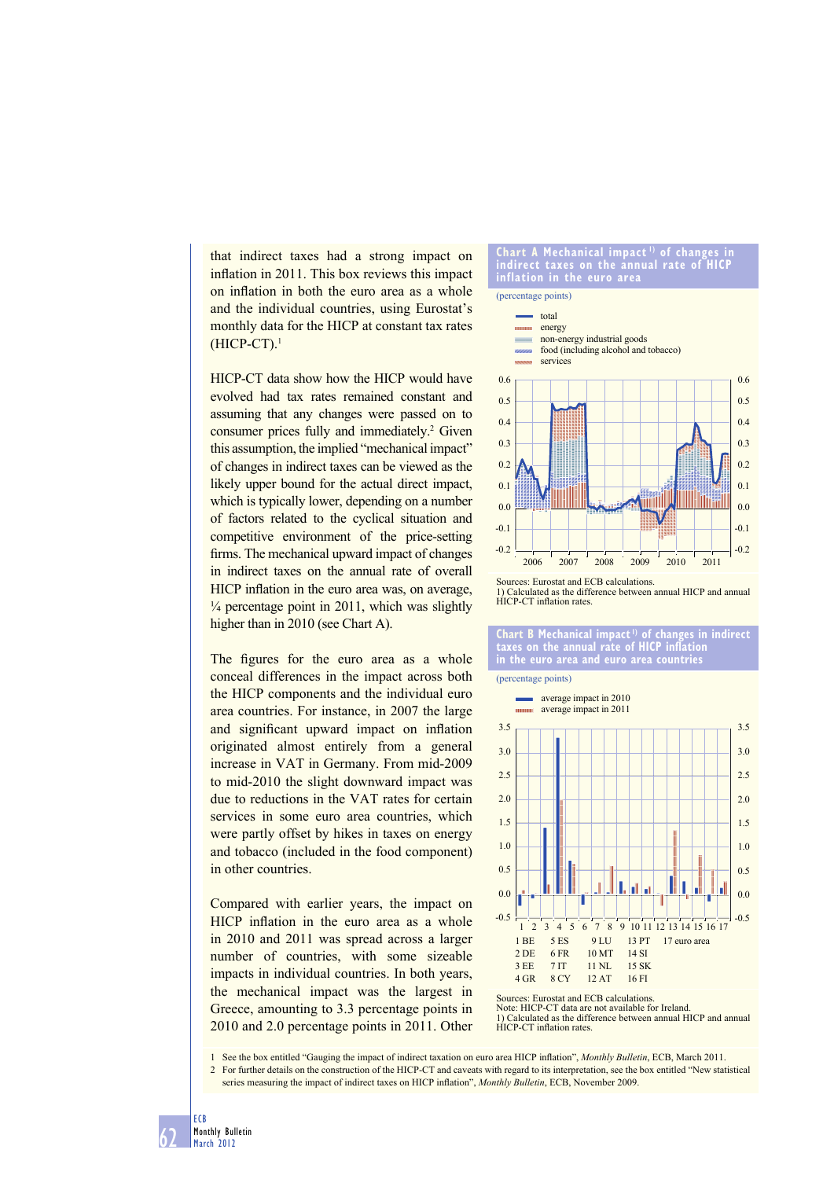that indirect taxes had a strong impact on inflation in 2011. This box reviews this impact on inflation in both the euro area as a whole and the individual countries, using Eurostat's monthly data for the HICP at constant tax rates (HICP-CT).[1]

HICP-CT data show how the HICP would have evolved had tax rates remained constant and assuming that any changes were passed on to consumer prices fully and immediately.[2] Given this assumption, the implied "mechanical impact" of changes in indirect taxes can be viewed as the likely upper bound for the actual direct impact, which is typically lower, depending on a number of factors related to the cyclical situation and competitive environment of the price-setting firms. The mechanical upward impact of changes in indirect taxes on the annual rate of overall HICP inflation in the euro area was, on average, ¼ percentage point in 2011, which was slightly higher than in 2010 (see Chart A).

The figures for the euro area as a whole conceal differences in the impact across both the HICP components and the individual euro area countries. For instance, in 2007 the large and significant upward impact on inflation originated almost entirely from a general increase in VAT in Germany. From mid-2009 to mid-2010 the slight downward impact was due to reductions in the VAT rates for certain services in some euro area countries, which were partly offset by hikes in taxes on energy and tobacco (included in the food component) in other countries.

Compared with earlier years, the impact on HICP inflation in the euro area as a whole in 2010 and 2011 was spread across a larger number of countries, with some sizeable impacts in individual countries. In both years, the mechanical impact was the largest in Greece, amounting to 3.3 percentage points in 2010 and 2.0 percentage points in 2011. Other

**Chart A Mechanical impact[1] of changes in indirect taxes on the annual rate of HICP inflation in the euro area**

(percentage points)

Legend: total; energy; non-energy industrial goods; food (including alcohol and tobacco); services

Sources: Eurostat and ECB calculations.
1) Calculated as the difference between annual HICP and annual HICP-CT inflation rates.

**Chart B Mechanical impact[1] of changes in indirect taxes on the annual rate of HICP inflation in the euro area and euro area countries**

(percentage points)

Legend: average impact in 2010; average impact in 2011

1 BE, 2 DE, 3 EE, 4 GR, 5 ES, 6 FR, 7 IT, 8 CY, 9 LU, 10 MT, 11 NL, 12 AT, 13 PT, 14 SI, 15 SK, 16 FI, 17 euro area

Sources: Eurostat and ECB calculations.
Note: HICP-CT data are not available for Ireland.
1) Calculated as the difference between annual HICP and annual HICP-CT inflation rates.

1 See the box entitled "Gauging the impact of indirect taxation on euro area HICP inflation", *Monthly Bulletin*, ECB, March 2011.

2 For further details on the construction of the HICP-CT and caveats with regard to its interpretation, see the box entitled "New statistical series measuring the impact of indirect taxes on HICP inflation", *Monthly Bulletin*, ECB, November 2009.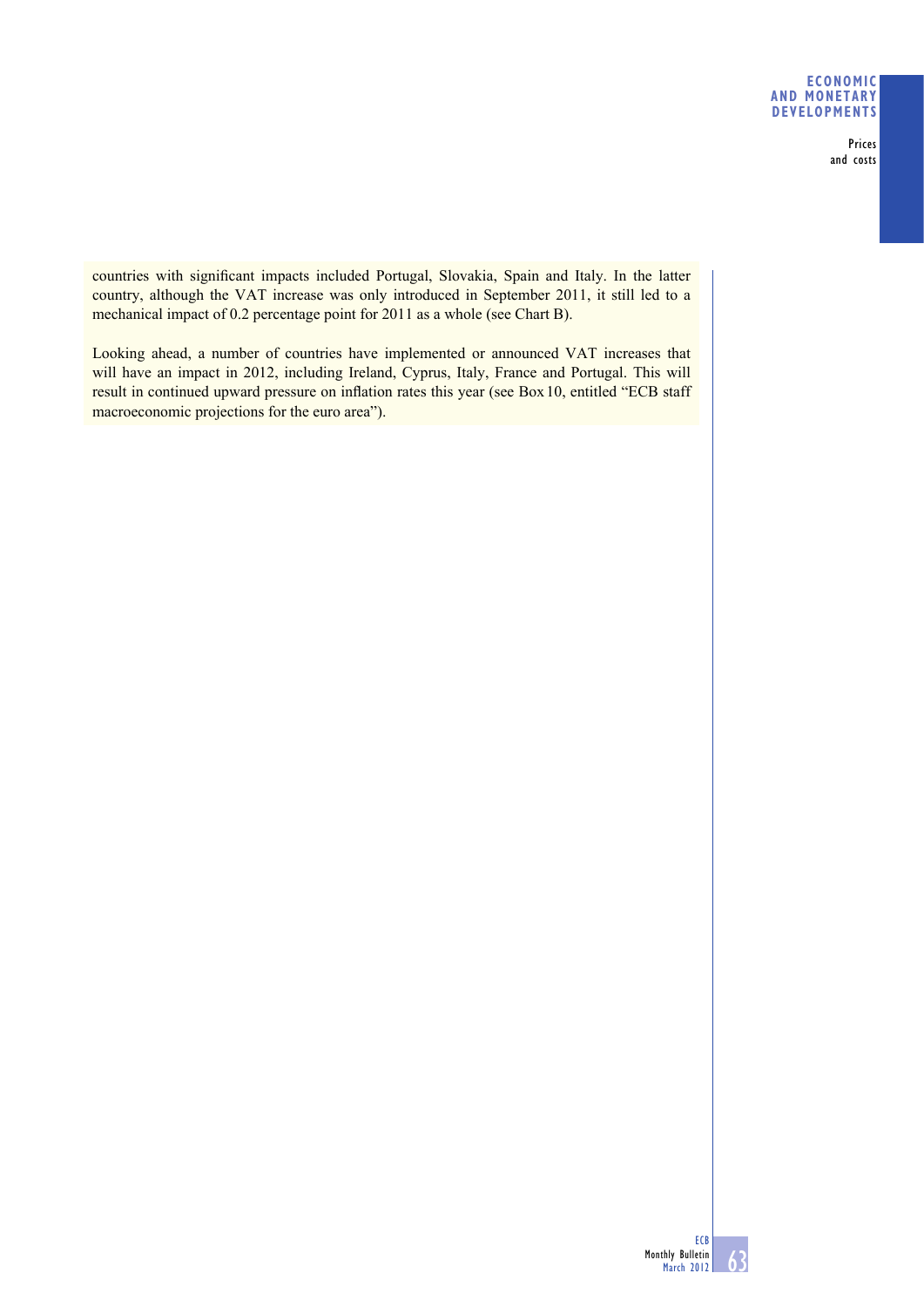countries with significant impacts included Portugal, Slovakia, Spain and Italy. In the latter country, although the VAT increase was only introduced in September 2011, it still led to a mechanical impact of 0.2 percentage point for 2011 as a whole (see Chart B).

Looking ahead, a number of countries have implemented or announced VAT increases that will have an impact in 2012, including Ireland, Cyprus, Italy, France and Portugal. This will result in continued upward pressure on inflation rates this year (see Box 10, entitled "ECB staff macroeconomic projections for the euro area").